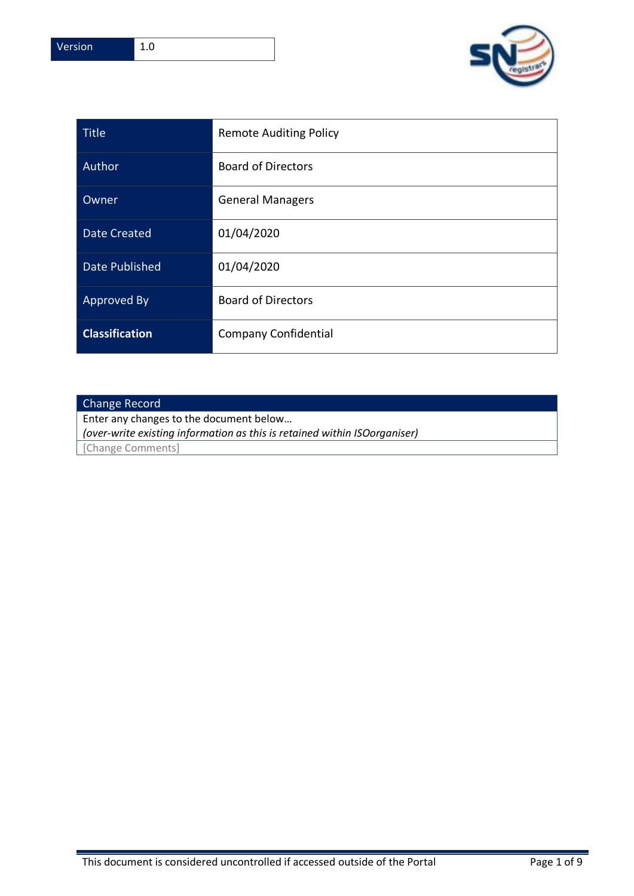| Version | 1.0 |
|---|---|

| Title | Remote Auditing Policy |
|---|---|
| Author | Board of Directors |
| Owner | General Managers |
| Date Created | 01/04/2020 |
| Date Published | 01/04/2020 |
| Approved By | Board of Directors |
| **Classification** | Company Confidential |

| Change Record |
|---|
| Enter any changes to the document below… *(over-write existing information as this is retained within ISOorganiser)* |
| [Change Comments] |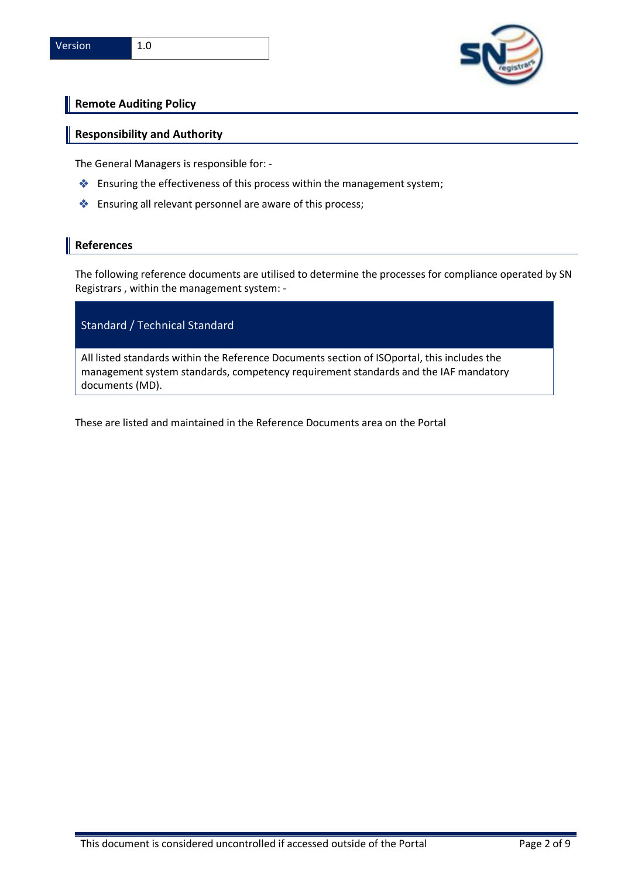| Version | 1.0 |
|---|---|

## Remote Auditing Policy

## Responsibility and Authority

The General Managers is responsible for: -

- Ensuring the effectiveness of this process within the management system;
- Ensuring all relevant personnel are aware of this process;

## References

The following reference documents are utilised to determine the processes for compliance operated by SN Registrars , within the management system: -

| Standard / Technical Standard |
|---|
| All listed standards within the Reference Documents section of ISOportal, this includes the management system standards, competency requirement standards and the IAF mandatory documents (MD). |

These are listed and maintained in the Reference Documents area on the Portal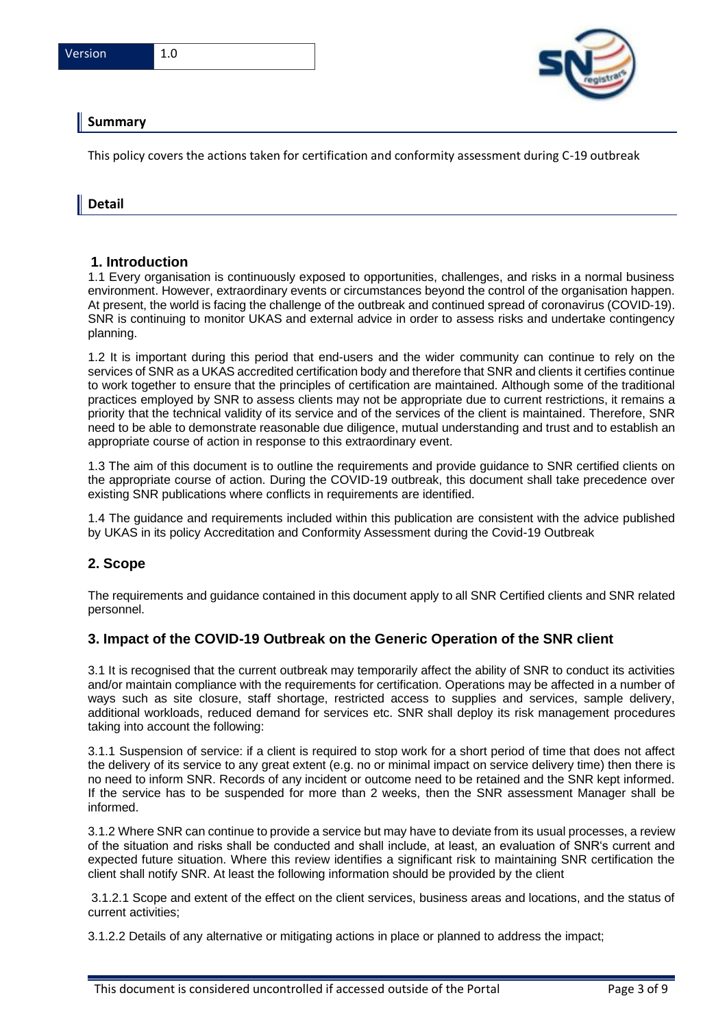| Version | 1.0 |
|---|---|

## Summary

This policy covers the actions taken for certification and conformity assessment during C-19 outbreak

## Detail

### 1. Introduction

1.1 Every organisation is continuously exposed to opportunities, challenges, and risks in a normal business environment. However, extraordinary events or circumstances beyond the control of the organisation happen. At present, the world is facing the challenge of the outbreak and continued spread of coronavirus (COVID-19). SNR is continuing to monitor UKAS and external advice in order to assess risks and undertake contingency planning.

1.2 It is important during this period that end-users and the wider community can continue to rely on the services of SNR as a UKAS accredited certification body and therefore that SNR and clients it certifies continue to work together to ensure that the principles of certification are maintained. Although some of the traditional practices employed by SNR to assess clients may not be appropriate due to current restrictions, it remains a priority that the technical validity of its service and of the services of the client is maintained. Therefore, SNR need to be able to demonstrate reasonable due diligence, mutual understanding and trust and to establish an appropriate course of action in response to this extraordinary event.

1.3 The aim of this document is to outline the requirements and provide guidance to SNR certified clients on the appropriate course of action. During the COVID-19 outbreak, this document shall take precedence over existing SNR publications where conflicts in requirements are identified.

1.4 The guidance and requirements included within this publication are consistent with the advice published by UKAS in its policy Accreditation and Conformity Assessment during the Covid-19 Outbreak

### 2. Scope

The requirements and guidance contained in this document apply to all SNR Certified clients and SNR related personnel.

### 3. Impact of the COVID-19 Outbreak on the Generic Operation of the SNR client

3.1 It is recognised that the current outbreak may temporarily affect the ability of SNR to conduct its activities and/or maintain compliance with the requirements for certification. Operations may be affected in a number of ways such as site closure, staff shortage, restricted access to supplies and services, sample delivery, additional workloads, reduced demand for services etc. SNR shall deploy its risk management procedures taking into account the following:

3.1.1 Suspension of service: if a client is required to stop work for a short period of time that does not affect the delivery of its service to any great extent (e.g. no or minimal impact on service delivery time) then there is no need to inform SNR. Records of any incident or outcome need to be retained and the SNR kept informed. If the service has to be suspended for more than 2 weeks, then the SNR assessment Manager shall be informed.

3.1.2 Where SNR can continue to provide a service but may have to deviate from its usual processes, a review of the situation and risks shall be conducted and shall include, at least, an evaluation of SNR's current and expected future situation. Where this review identifies a significant risk to maintaining SNR certification the client shall notify SNR. At least the following information should be provided by the client

3.1.2.1 Scope and extent of the effect on the client services, business areas and locations, and the status of current activities;

3.1.2.2 Details of any alternative or mitigating actions in place or planned to address the impact;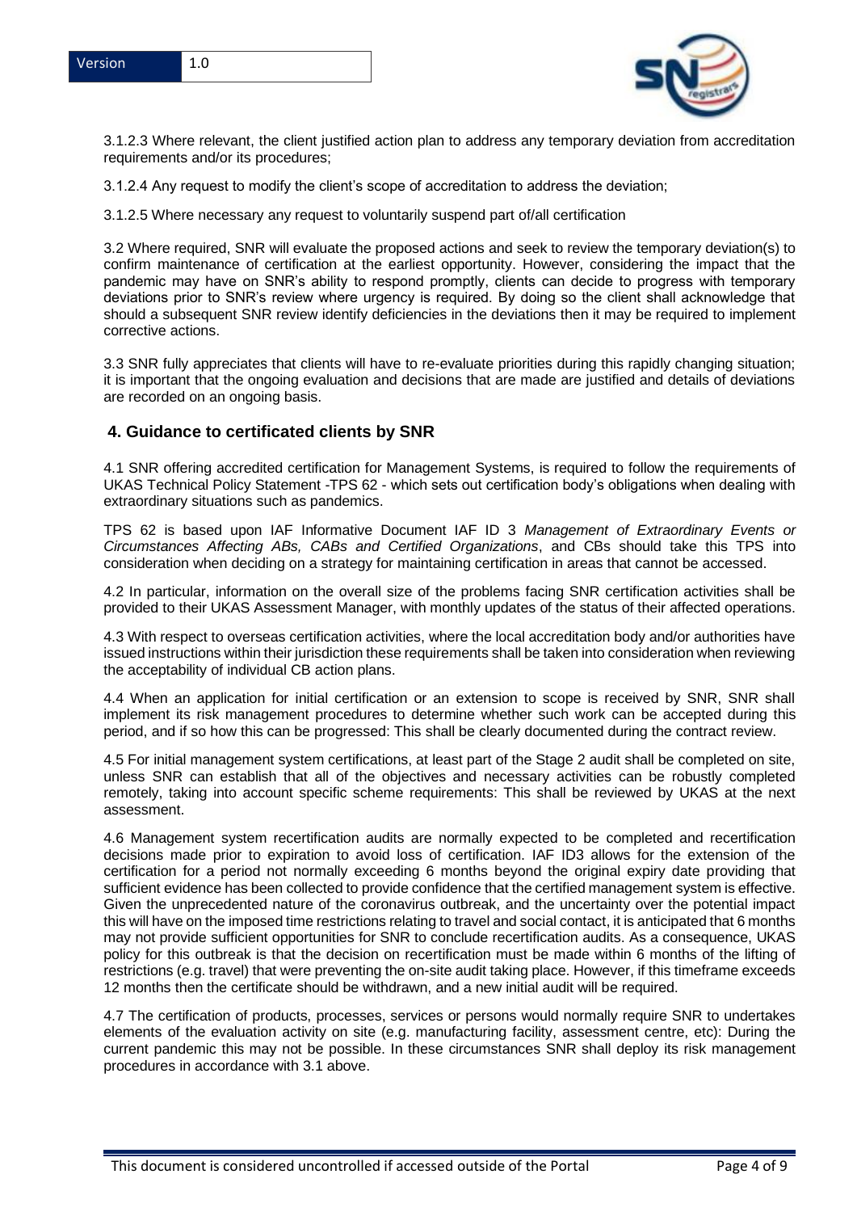3.1.2.3 Where relevant, the client justified action plan to address any temporary deviation from accreditation requirements and/or its procedures;

3.1.2.4 Any request to modify the client's scope of accreditation to address the deviation;

3.1.2.5 Where necessary any request to voluntarily suspend part of/all certification

3.2 Where required, SNR will evaluate the proposed actions and seek to review the temporary deviation(s) to confirm maintenance of certification at the earliest opportunity. However, considering the impact that the pandemic may have on SNR's ability to respond promptly, clients can decide to progress with temporary deviations prior to SNR's review where urgency is required. By doing so the client shall acknowledge that should a subsequent SNR review identify deficiencies in the deviations then it may be required to implement corrective actions.

3.3 SNR fully appreciates that clients will have to re-evaluate priorities during this rapidly changing situation; it is important that the ongoing evaluation and decisions that are made are justified and details of deviations are recorded on an ongoing basis.

## 4. Guidance to certificated clients by SNR

4.1 SNR offering accredited certification for Management Systems, is required to follow the requirements of UKAS Technical Policy Statement -TPS 62 - which sets out certification body's obligations when dealing with extraordinary situations such as pandemics.

TPS 62 is based upon IAF Informative Document IAF ID 3 *Management of Extraordinary Events or Circumstances Affecting ABs, CABs and Certified Organizations*, and CBs should take this TPS into consideration when deciding on a strategy for maintaining certification in areas that cannot be accessed.

4.2 In particular, information on the overall size of the problems facing SNR certification activities shall be provided to their UKAS Assessment Manager, with monthly updates of the status of their affected operations.

4.3 With respect to overseas certification activities, where the local accreditation body and/or authorities have issued instructions within their jurisdiction these requirements shall be taken into consideration when reviewing the acceptability of individual CB action plans.

4.4 When an application for initial certification or an extension to scope is received by SNR, SNR shall implement its risk management procedures to determine whether such work can be accepted during this period, and if so how this can be progressed: This shall be clearly documented during the contract review.

4.5 For initial management system certifications, at least part of the Stage 2 audit shall be completed on site, unless SNR can establish that all of the objectives and necessary activities can be robustly completed remotely, taking into account specific scheme requirements: This shall be reviewed by UKAS at the next assessment.

4.6 Management system recertification audits are normally expected to be completed and recertification decisions made prior to expiration to avoid loss of certification. IAF ID3 allows for the extension of the certification for a period not normally exceeding 6 months beyond the original expiry date providing that sufficient evidence has been collected to provide confidence that the certified management system is effective. Given the unprecedented nature of the coronavirus outbreak, and the uncertainty over the potential impact this will have on the imposed time restrictions relating to travel and social contact, it is anticipated that 6 months may not provide sufficient opportunities for SNR to conclude recertification audits. As a consequence, UKAS policy for this outbreak is that the decision on recertification must be made within 6 months of the lifting of restrictions (e.g. travel) that were preventing the on-site audit taking place. However, if this timeframe exceeds 12 months then the certificate should be withdrawn, and a new initial audit will be required.

4.7 The certification of products, processes, services or persons would normally require SNR to undertakes elements of the evaluation activity on site (e.g. manufacturing facility, assessment centre, etc): During the current pandemic this may not be possible. In these circumstances SNR shall deploy its risk management procedures in accordance with 3.1 above.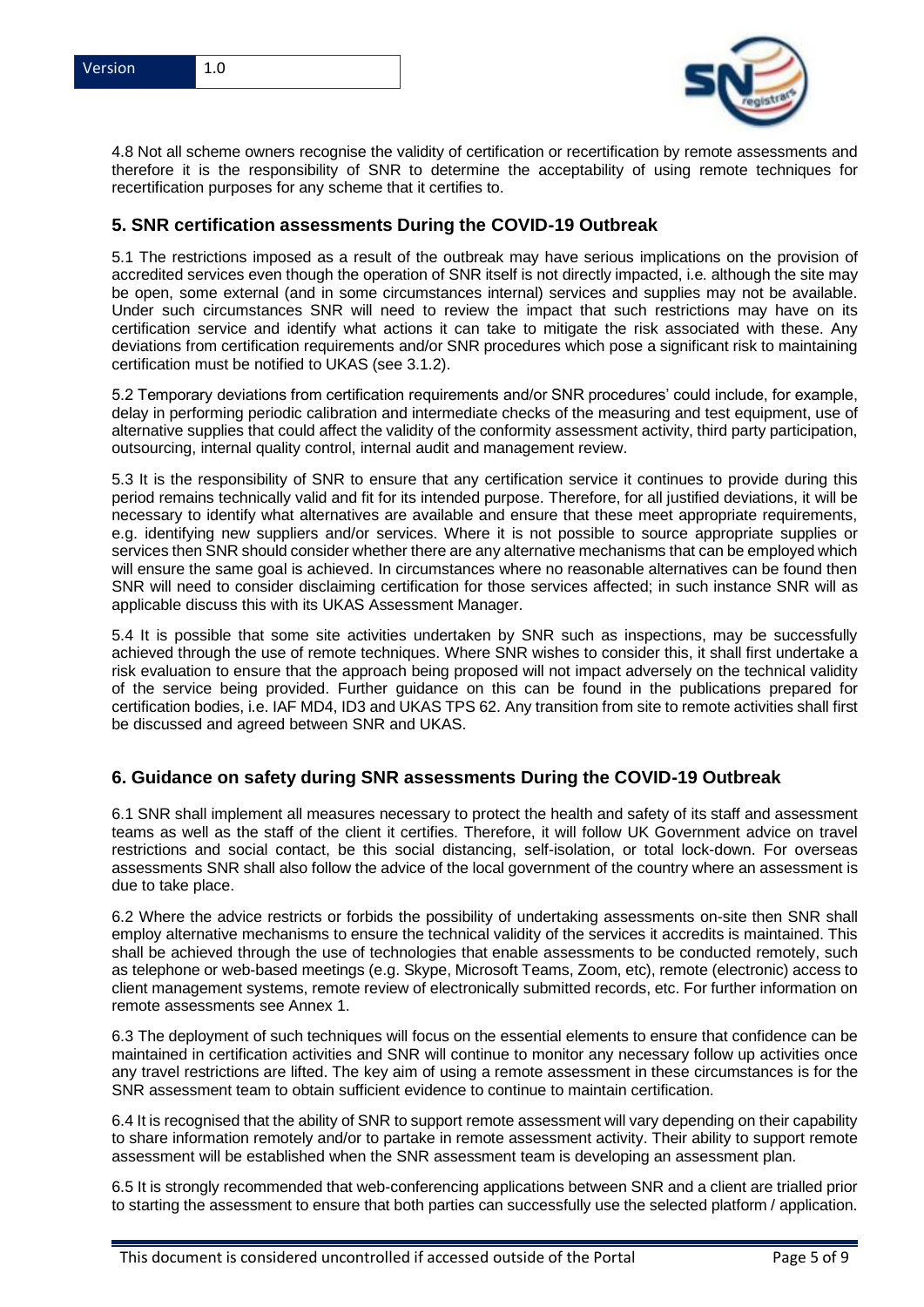4.8 Not all scheme owners recognise the validity of certification or recertification by remote assessments and therefore it is the responsibility of SNR to determine the acceptability of using remote techniques for recertification purposes for any scheme that it certifies to.

## 5. SNR certification assessments During the COVID-19 Outbreak

5.1 The restrictions imposed as a result of the outbreak may have serious implications on the provision of accredited services even though the operation of SNR itself is not directly impacted, i.e. although the site may be open, some external (and in some circumstances internal) services and supplies may not be available. Under such circumstances SNR will need to review the impact that such restrictions may have on its certification service and identify what actions it can take to mitigate the risk associated with these. Any deviations from certification requirements and/or SNR procedures which pose a significant risk to maintaining certification must be notified to UKAS (see 3.1.2).

5.2 Temporary deviations from certification requirements and/or SNR procedures' could include, for example, delay in performing periodic calibration and intermediate checks of the measuring and test equipment, use of alternative supplies that could affect the validity of the conformity assessment activity, third party participation, outsourcing, internal quality control, internal audit and management review.

5.3 It is the responsibility of SNR to ensure that any certification service it continues to provide during this period remains technically valid and fit for its intended purpose. Therefore, for all justified deviations, it will be necessary to identify what alternatives are available and ensure that these meet appropriate requirements, e.g. identifying new suppliers and/or services. Where it is not possible to source appropriate supplies or services then SNR should consider whether there are any alternative mechanisms that can be employed which will ensure the same goal is achieved. In circumstances where no reasonable alternatives can be found then SNR will need to consider disclaiming certification for those services affected; in such instance SNR will as applicable discuss this with its UKAS Assessment Manager.

5.4 It is possible that some site activities undertaken by SNR such as inspections, may be successfully achieved through the use of remote techniques. Where SNR wishes to consider this, it shall first undertake a risk evaluation to ensure that the approach being proposed will not impact adversely on the technical validity of the service being provided. Further guidance on this can be found in the publications prepared for certification bodies, i.e. IAF MD4, ID3 and UKAS TPS 62. Any transition from site to remote activities shall first be discussed and agreed between SNR and UKAS.

## 6. Guidance on safety during SNR assessments During the COVID-19 Outbreak

6.1 SNR shall implement all measures necessary to protect the health and safety of its staff and assessment teams as well as the staff of the client it certifies. Therefore, it will follow UK Government advice on travel restrictions and social contact, be this social distancing, self-isolation, or total lock-down. For overseas assessments SNR shall also follow the advice of the local government of the country where an assessment is due to take place.

6.2 Where the advice restricts or forbids the possibility of undertaking assessments on-site then SNR shall employ alternative mechanisms to ensure the technical validity of the services it accredits is maintained. This shall be achieved through the use of technologies that enable assessments to be conducted remotely, such as telephone or web-based meetings (e.g. Skype, Microsoft Teams, Zoom, etc), remote (electronic) access to client management systems, remote review of electronically submitted records, etc. For further information on remote assessments see Annex 1.

6.3 The deployment of such techniques will focus on the essential elements to ensure that confidence can be maintained in certification activities and SNR will continue to monitor any necessary follow up activities once any travel restrictions are lifted. The key aim of using a remote assessment in these circumstances is for the SNR assessment team to obtain sufficient evidence to continue to maintain certification.

6.4 It is recognised that the ability of SNR to support remote assessment will vary depending on their capability to share information remotely and/or to partake in remote assessment activity. Their ability to support remote assessment will be established when the SNR assessment team is developing an assessment plan.

6.5 It is strongly recommended that web-conferencing applications between SNR and a client are trialled prior to starting the assessment to ensure that both parties can successfully use the selected platform / application.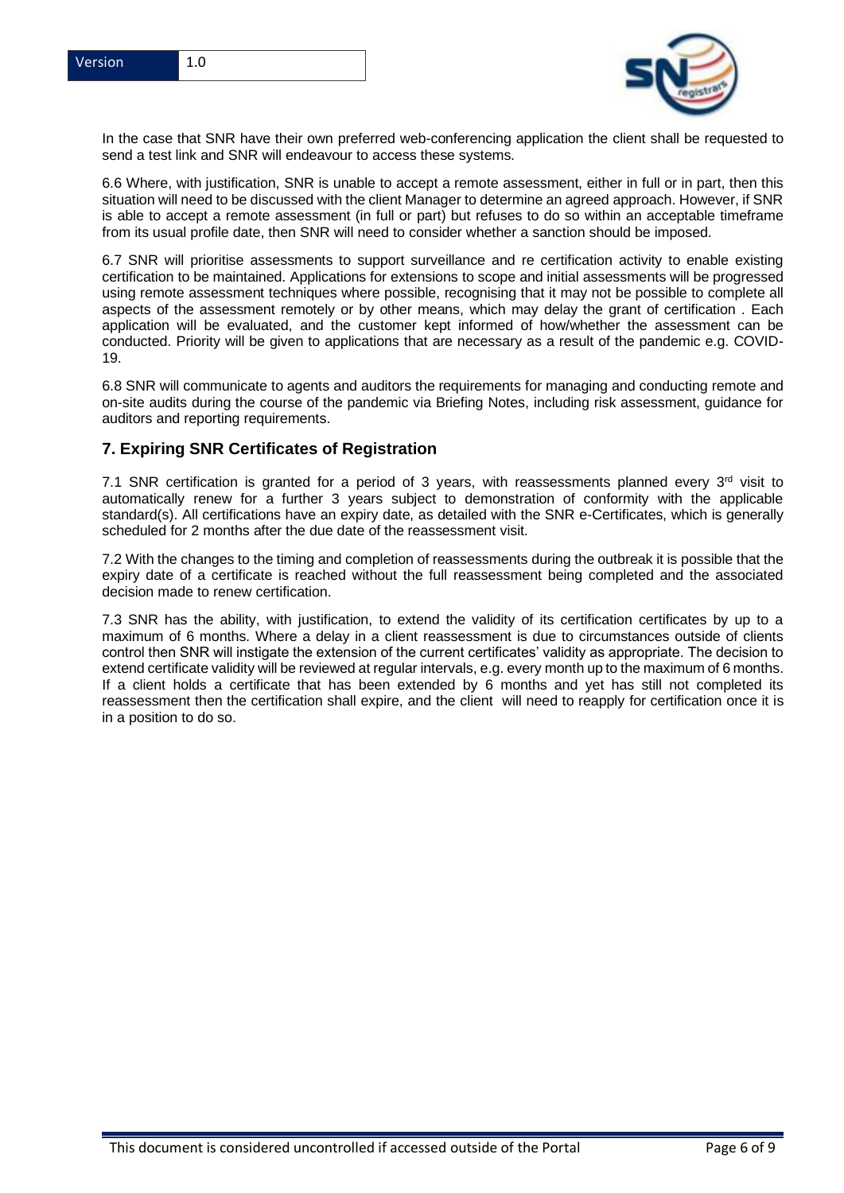In the case that SNR have their own preferred web-conferencing application the client shall be requested to send a test link and SNR will endeavour to access these systems.

6.6 Where, with justification, SNR is unable to accept a remote assessment, either in full or in part, then this situation will need to be discussed with the client Manager to determine an agreed approach. However, if SNR is able to accept a remote assessment (in full or part) but refuses to do so within an acceptable timeframe from its usual profile date, then SNR will need to consider whether a sanction should be imposed.

6.7 SNR will prioritise assessments to support surveillance and re certification activity to enable existing certification to be maintained. Applications for extensions to scope and initial assessments will be progressed using remote assessment techniques where possible, recognising that it may not be possible to complete all aspects of the assessment remotely or by other means, which may delay the grant of certification . Each application will be evaluated, and the customer kept informed of how/whether the assessment can be conducted. Priority will be given to applications that are necessary as a result of the pandemic e.g. COVID-19.

6.8 SNR will communicate to agents and auditors the requirements for managing and conducting remote and on-site audits during the course of the pandemic via Briefing Notes, including risk assessment, guidance for auditors and reporting requirements.

## 7. Expiring SNR Certificates of Registration

7.1 SNR certification is granted for a period of 3 years, with reassessments planned every 3rd visit to automatically renew for a further 3 years subject to demonstration of conformity with the applicable standard(s). All certifications have an expiry date, as detailed with the SNR e-Certificates, which is generally scheduled for 2 months after the due date of the reassessment visit.

7.2 With the changes to the timing and completion of reassessments during the outbreak it is possible that the expiry date of a certificate is reached without the full reassessment being completed and the associated decision made to renew certification.

7.3 SNR has the ability, with justification, to extend the validity of its certification certificates by up to a maximum of 6 months. Where a delay in a client reassessment is due to circumstances outside of clients control then SNR will instigate the extension of the current certificates' validity as appropriate. The decision to extend certificate validity will be reviewed at regular intervals, e.g. every month up to the maximum of 6 months. If a client holds a certificate that has been extended by 6 months and yet has still not completed its reassessment then the certification shall expire, and the client will need to reapply for certification once it is in a position to do so.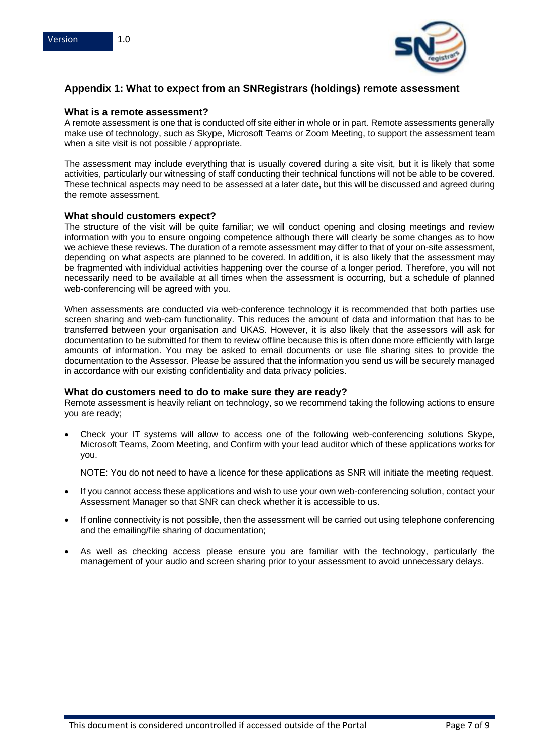## Appendix 1: What to expect from an SNRegistrars (holdings) remote assessment

### What is a remote assessment?

A remote assessment is one that is conducted off site either in whole or in part. Remote assessments generally make use of technology, such as Skype, Microsoft Teams or Zoom Meeting, to support the assessment team when a site visit is not possible / appropriate.

The assessment may include everything that is usually covered during a site visit, but it is likely that some activities, particularly our witnessing of staff conducting their technical functions will not be able to be covered. These technical aspects may need to be assessed at a later date, but this will be discussed and agreed during the remote assessment.

### What should customers expect?

The structure of the visit will be quite familiar; we will conduct opening and closing meetings and review information with you to ensure ongoing competence although there will clearly be some changes as to how we achieve these reviews. The duration of a remote assessment may differ to that of your on-site assessment, depending on what aspects are planned to be covered. In addition, it is also likely that the assessment may be fragmented with individual activities happening over the course of a longer period. Therefore, you will not necessarily need to be available at all times when the assessment is occurring, but a schedule of planned web-conferencing will be agreed with you.

When assessments are conducted via web-conference technology it is recommended that both parties use screen sharing and web-cam functionality. This reduces the amount of data and information that has to be transferred between your organisation and UKAS. However, it is also likely that the assessors will ask for documentation to be submitted for them to review offline because this is often done more efficiently with large amounts of information. You may be asked to email documents or use file sharing sites to provide the documentation to the Assessor. Please be assured that the information you send us will be securely managed in accordance with our existing confidentiality and data privacy policies.

### What do customers need to do to make sure they are ready?

Remote assessment is heavily reliant on technology, so we recommend taking the following actions to ensure you are ready;

- Check your IT systems will allow to access one of the following web-conferencing solutions Skype, Microsoft Teams, Zoom Meeting, and Confirm with your lead auditor which of these applications works for you.

  NOTE: You do not need to have a licence for these applications as SNR will initiate the meeting request.

- If you cannot access these applications and wish to use your own web-conferencing solution, contact your Assessment Manager so that SNR can check whether it is accessible to us.

- If online connectivity is not possible, then the assessment will be carried out using telephone conferencing and the emailing/file sharing of documentation;

- As well as checking access please ensure you are familiar with the technology, particularly the management of your audio and screen sharing prior to your assessment to avoid unnecessary delays.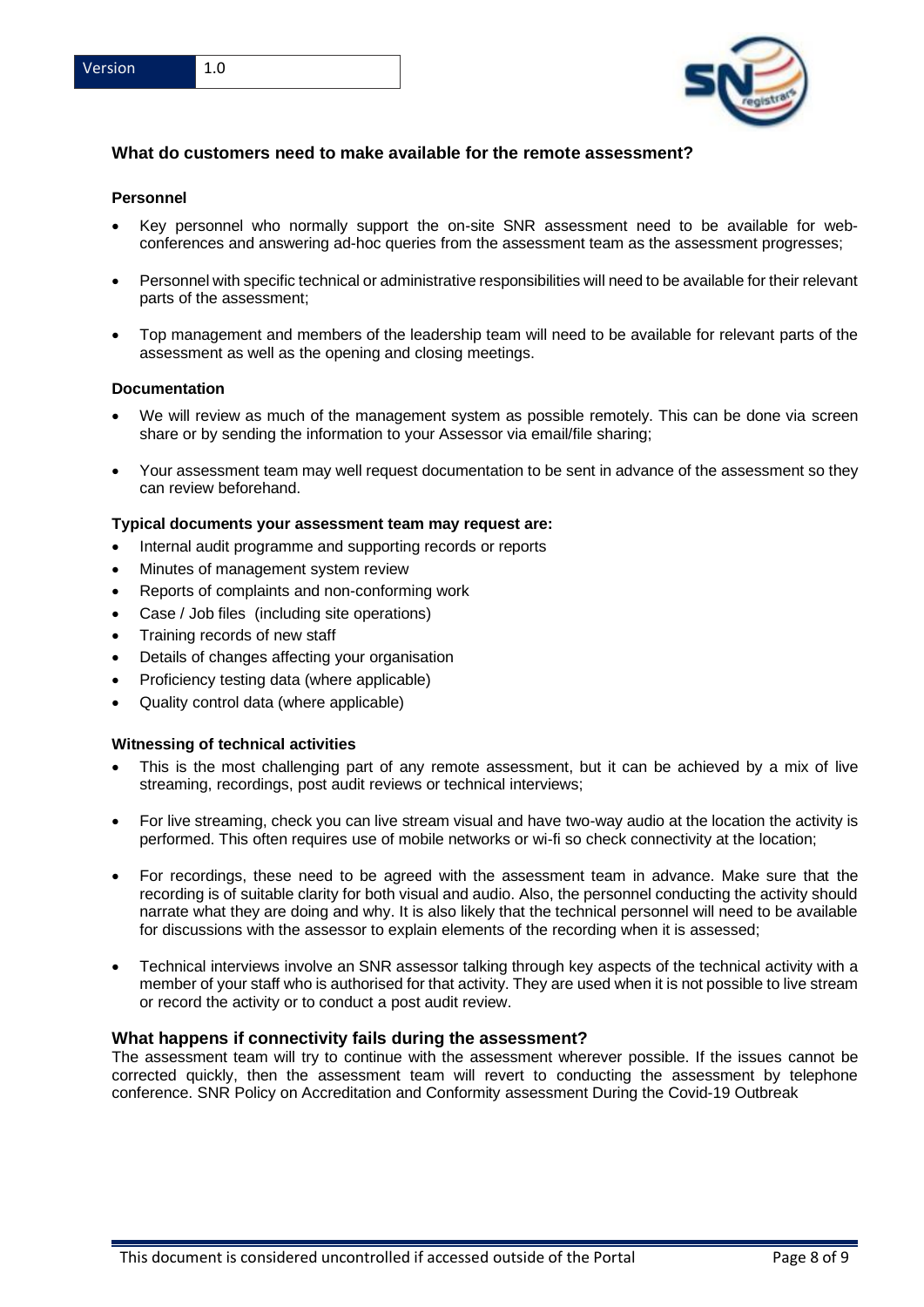## What do customers need to make available for the remote assessment?

### Personnel

- Key personnel who normally support the on-site SNR assessment need to be available for web-conferences and answering ad-hoc queries from the assessment team as the assessment progresses;
- Personnel with specific technical or administrative responsibilities will need to be available for their relevant parts of the assessment;
- Top management and members of the leadership team will need to be available for relevant parts of the assessment as well as the opening and closing meetings.

### Documentation

- We will review as much of the management system as possible remotely. This can be done via screen share or by sending the information to your Assessor via email/file sharing;
- Your assessment team may well request documentation to be sent in advance of the assessment so they can review beforehand.

**Typical documents your assessment team may request are:**

- Internal audit programme and supporting records or reports
- Minutes of management system review
- Reports of complaints and non-conforming work
- Case / Job files (including site operations)
- Training records of new staff
- Details of changes affecting your organisation
- Proficiency testing data (where applicable)
- Quality control data (where applicable)

### Witnessing of technical activities

- This is the most challenging part of any remote assessment, but it can be achieved by a mix of live streaming, recordings, post audit reviews or technical interviews;
- For live streaming, check you can live stream visual and have two-way audio at the location the activity is performed. This often requires use of mobile networks or wi-fi so check connectivity at the location;
- For recordings, these need to be agreed with the assessment team in advance. Make sure that the recording is of suitable clarity for both visual and audio. Also, the personnel conducting the activity should narrate what they are doing and why. It is also likely that the technical personnel will need to be available for discussions with the assessor to explain elements of the recording when it is assessed;
- Technical interviews involve an SNR assessor talking through key aspects of the technical activity with a member of your staff who is authorised for that activity. They are used when it is not possible to live stream or record the activity or to conduct a post audit review.

## What happens if connectivity fails during the assessment?

The assessment team will try to continue with the assessment wherever possible. If the issues cannot be corrected quickly, then the assessment team will revert to conducting the assessment by telephone conference. SNR Policy on Accreditation and Conformity assessment During the Covid-19 Outbreak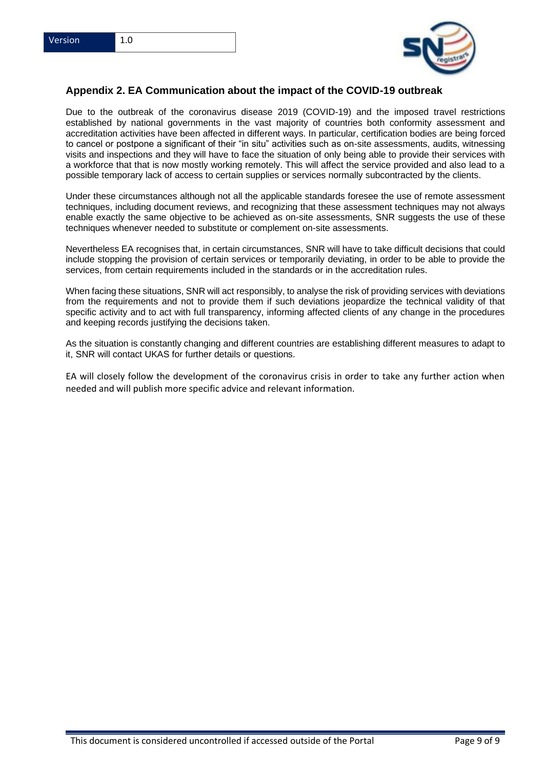## Appendix 2. EA Communication about the impact of the COVID-19 outbreak

Due to the outbreak of the coronavirus disease 2019 (COVID-19) and the imposed travel restrictions established by national governments in the vast majority of countries both conformity assessment and accreditation activities have been affected in different ways. In particular, certification bodies are being forced to cancel or postpone a significant of their "in situ" activities such as on-site assessments, audits, witnessing visits and inspections and they will have to face the situation of only being able to provide their services with a workforce that that is now mostly working remotely. This will affect the service provided and also lead to a possible temporary lack of access to certain supplies or services normally subcontracted by the clients.

Under these circumstances although not all the applicable standards foresee the use of remote assessment techniques, including document reviews, and recognizing that these assessment techniques may not always enable exactly the same objective to be achieved as on-site assessments, SNR suggests the use of these techniques whenever needed to substitute or complement on-site assessments.

Nevertheless EA recognises that, in certain circumstances, SNR will have to take difficult decisions that could include stopping the provision of certain services or temporarily deviating, in order to be able to provide the services, from certain requirements included in the standards or in the accreditation rules.

When facing these situations, SNR will act responsibly, to analyse the risk of providing services with deviations from the requirements and not to provide them if such deviations jeopardize the technical validity of that specific activity and to act with full transparency, informing affected clients of any change in the procedures and keeping records justifying the decisions taken.

As the situation is constantly changing and different countries are establishing different measures to adapt to it, SNR will contact UKAS for further details or questions.

EA will closely follow the development of the coronavirus crisis in order to take any further action when needed and will publish more specific advice and relevant information.